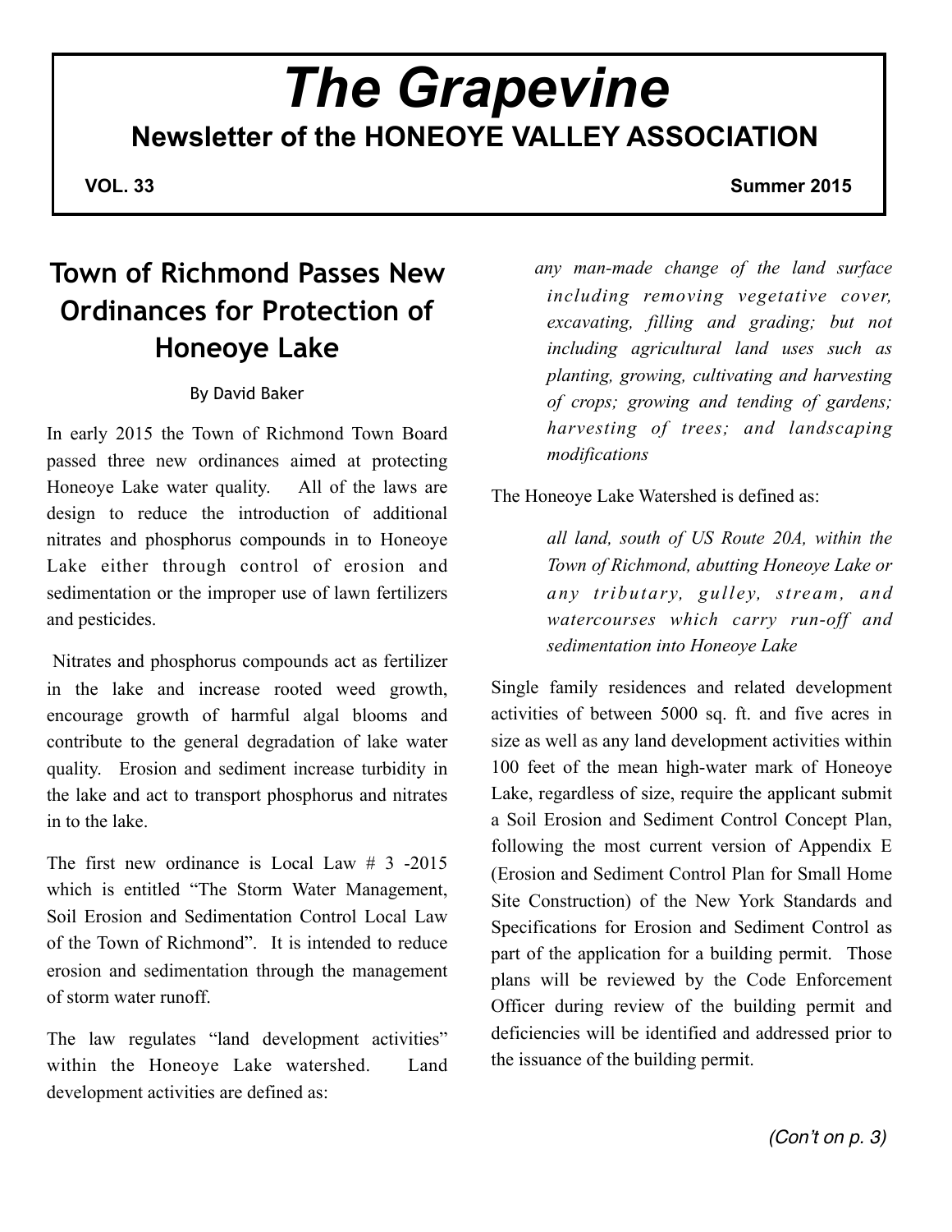# The Grapevine

**Newsletter of the HONEOYE VALLEY ASSOCIATION**

**VOL. 33** **Summer 2015**

## Town of Richmond Passes New Ordinances for Protection of Honeoye Lake

By David Baker

In early 2015 the Town of Richmond Town Board passed three new ordinances aimed at protecting Honeoye Lake water quality. All of the laws are design to reduce the introduction of additional nitrates and phosphorus compounds in to Honeoye Lake either through control of erosion and sedimentation or the improper use of lawn fertilizers and pesticides.

Nitrates and phosphorus compounds act as fertilizer in the lake and increase rooted weed growth, encourage growth of harmful algal blooms and contribute to the general degradation of lake water quality. Erosion and sediment increase turbidity in the lake and act to transport phosphorus and nitrates in to the lake.

The first new ordinance is Local Law # 3 -2015 which is entitled "The Storm Water Management, Soil Erosion and Sedimentation Control Local Law of the Town of Richmond". It is intended to reduce erosion and sedimentation through the management of storm water runoff.

The law regulates "land development activities" within the Honeoye Lake watershed. Land development activities are defined as:

> *any man-made change of the land surface including removing vegetative cover, excavating, filling and grading; but not including agricultural land uses such as planting, growing, cultivating and harvesting of crops; growing and tending of gardens; harvesting of trees; and landscaping modifications*

The Honeoye Lake Watershed is defined as:

> *all land, south of US Route 20A, within the Town of Richmond, abutting Honeoye Lake or any tributary, gulley, stream, and watercourses which carry run-off and sedimentation into Honeoye Lake*

Single family residences and related development activities of between 5000 sq. ft. and five acres in size as well as any land development activities within 100 feet of the mean high-water mark of Honeoye Lake, regardless of size, require the applicant submit a Soil Erosion and Sediment Control Concept Plan, following the most current version of Appendix E (Erosion and Sediment Control Plan for Small Home Site Construction) of the New York Standards and Specifications for Erosion and Sediment Control as part of the application for a building permit. Those plans will be reviewed by the Code Enforcement Officer during review of the building permit and deficiencies will be identified and addressed prior to the issuance of the building permit.

*(Con't on p. 3)*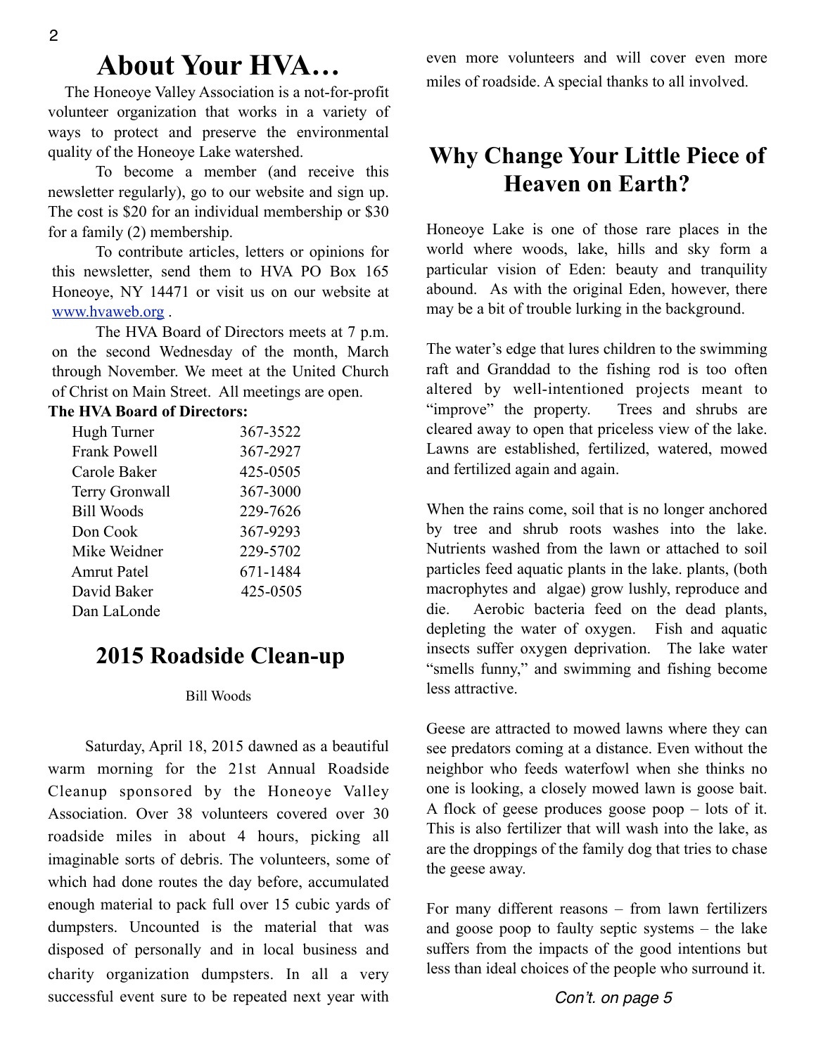# About Your HVA…

The Honeoye Valley Association is a not-for-profit volunteer organization that works in a variety of ways to protect and preserve the environmental quality of the Honeoye Lake watershed.

To become a member (and receive this newsletter regularly), go to our website and sign up. The cost is $20 for an individual membership or $30 for a family (2) membership.

To contribute articles, letters or opinions for this newsletter, send them to HVA PO Box 165 Honeoye, NY 14471 or visit us on our website at [www.hvaweb.org](http://www.hvaweb.org) .

The HVA Board of Directors meets at 7 p.m. on the second Wednesday of the month, March through November. We meet at the United Church of Christ on Main Street. All meetings are open.

**The HVA Board of Directors:**

| | |
|---|---|
| Hugh Turner | 367-3522 |
| Frank Powell | 367-2927 |
| Carole Baker | 425-0505 |
| Terry Gronwall | 367-3000 |
| Bill Woods | 229-7626 |
| Don Cook | 367-9293 |
| Mike Weidner | 229-5702 |
| Amrut Patel | 671-1484 |
| David Baker | 425-0505 |
| Dan LaLonde | |

# 2015 Roadside Clean-up

Bill Woods

Saturday, April 18, 2015 dawned as a beautiful warm morning for the 21st Annual Roadside Cleanup sponsored by the Honeoye Valley Association. Over 38 volunteers covered over 30 roadside miles in about 4 hours, picking all imaginable sorts of debris. The volunteers, some of which had done routes the day before, accumulated enough material to pack full over 15 cubic yards of dumpsters. Uncounted is the material that was disposed of personally and in local business and charity organization dumpsters. In all a very successful event sure to be repeated next year with even more volunteers and will cover even more miles of roadside. A special thanks to all involved.

# Why Change Your Little Piece of Heaven on Earth?

Honeoye Lake is one of those rare places in the world where woods, lake, hills and sky form a particular vision of Eden: beauty and tranquility abound. As with the original Eden, however, there may be a bit of trouble lurking in the background.

The water's edge that lures children to the swimming raft and Granddad to the fishing rod is too often altered by well-intentioned projects meant to "improve" the property. Trees and shrubs are cleared away to open that priceless view of the lake. Lawns are established, fertilized, watered, mowed and fertilized again and again.

When the rains come, soil that is no longer anchored by tree and shrub roots washes into the lake. Nutrients washed from the lawn or attached to soil particles feed aquatic plants in the lake. plants, (both macrophytes and algae) grow lushly, reproduce and die. Aerobic bacteria feed on the dead plants, depleting the water of oxygen. Fish and aquatic insects suffer oxygen deprivation. The lake water "smells funny," and swimming and fishing become less attractive.

Geese are attracted to mowed lawns where they can see predators coming at a distance. Even without the neighbor who feeds waterfowl when she thinks no one is looking, a closely mowed lawn is goose bait. A flock of geese produces goose poop – lots of it. This is also fertilizer that will wash into the lake, as are the droppings of the family dog that tries to chase the geese away.

For many different reasons – from lawn fertilizers and goose poop to faulty septic systems – the lake suffers from the impacts of the good intentions but less than ideal choices of the people who surround it.

*Con't. on page 5*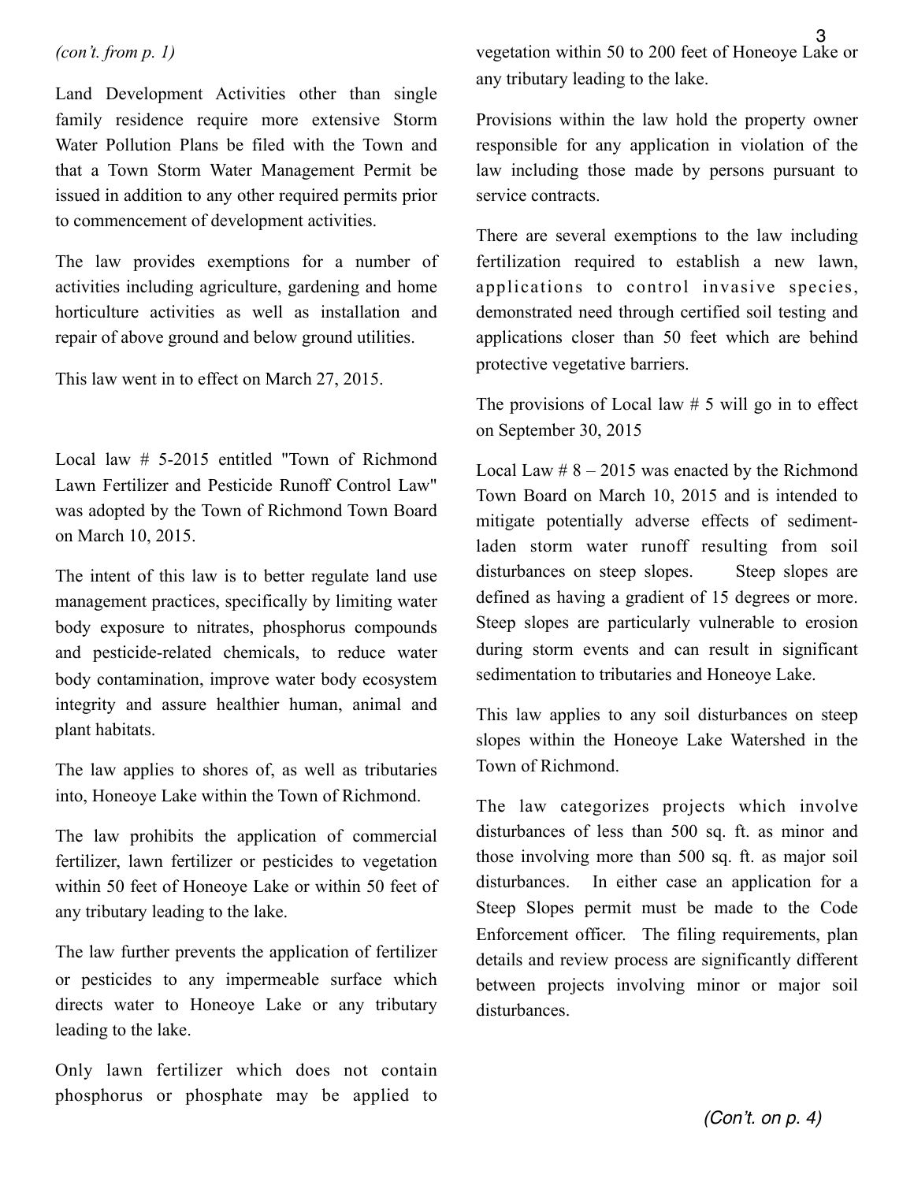*(con't. from p. 1)*

Land Development Activities other than single family residence require more extensive Storm Water Pollution Plans be filed with the Town and that a Town Storm Water Management Permit be issued in addition to any other required permits prior to commencement of development activities.

The law provides exemptions for a number of activities including agriculture, gardening and home horticulture activities as well as installation and repair of above ground and below ground utilities.

This law went in to effect on March 27, 2015.

Local law # 5-2015 entitled "Town of Richmond Lawn Fertilizer and Pesticide Runoff Control Law" was adopted by the Town of Richmond Town Board on March 10, 2015.

The intent of this law is to better regulate land use management practices, specifically by limiting water body exposure to nitrates, phosphorus compounds and pesticide-related chemicals, to reduce water body contamination, improve water body ecosystem integrity and assure healthier human, animal and plant habitats.

The law applies to shores of, as well as tributaries into, Honeoye Lake within the Town of Richmond.

The law prohibits the application of commercial fertilizer, lawn fertilizer or pesticides to vegetation within 50 feet of Honeoye Lake or within 50 feet of any tributary leading to the lake.

The law further prevents the application of fertilizer or pesticides to any impermeable surface which directs water to Honeoye Lake or any tributary leading to the lake.

Only lawn fertilizer which does not contain phosphorus or phosphate may be applied to vegetation within 50 to 200 feet of Honeoye Lake or any tributary leading to the lake.

Provisions within the law hold the property owner responsible for any application in violation of the law including those made by persons pursuant to service contracts.

There are several exemptions to the law including fertilization required to establish a new lawn, applications to control invasive species, demonstrated need through certified soil testing and applications closer than 50 feet which are behind protective vegetative barriers.

The provisions of Local law # 5 will go in to effect on September 30, 2015

Local Law # 8 – 2015 was enacted by the Richmond Town Board on March 10, 2015 and is intended to mitigate potentially adverse effects of sediment-laden storm water runoff resulting from soil disturbances on steep slopes. Steep slopes are defined as having a gradient of 15 degrees or more. Steep slopes are particularly vulnerable to erosion during storm events and can result in significant sedimentation to tributaries and Honeoye Lake.

This law applies to any soil disturbances on steep slopes within the Honeoye Lake Watershed in the Town of Richmond.

The law categorizes projects which involve disturbances of less than 500 sq. ft. as minor and those involving more than 500 sq. ft. as major soil disturbances. In either case an application for a Steep Slopes permit must be made to the Code Enforcement officer. The filing requirements, plan details and review process are significantly different between projects involving minor or major soil disturbances.

*(Con't. on p. 4)*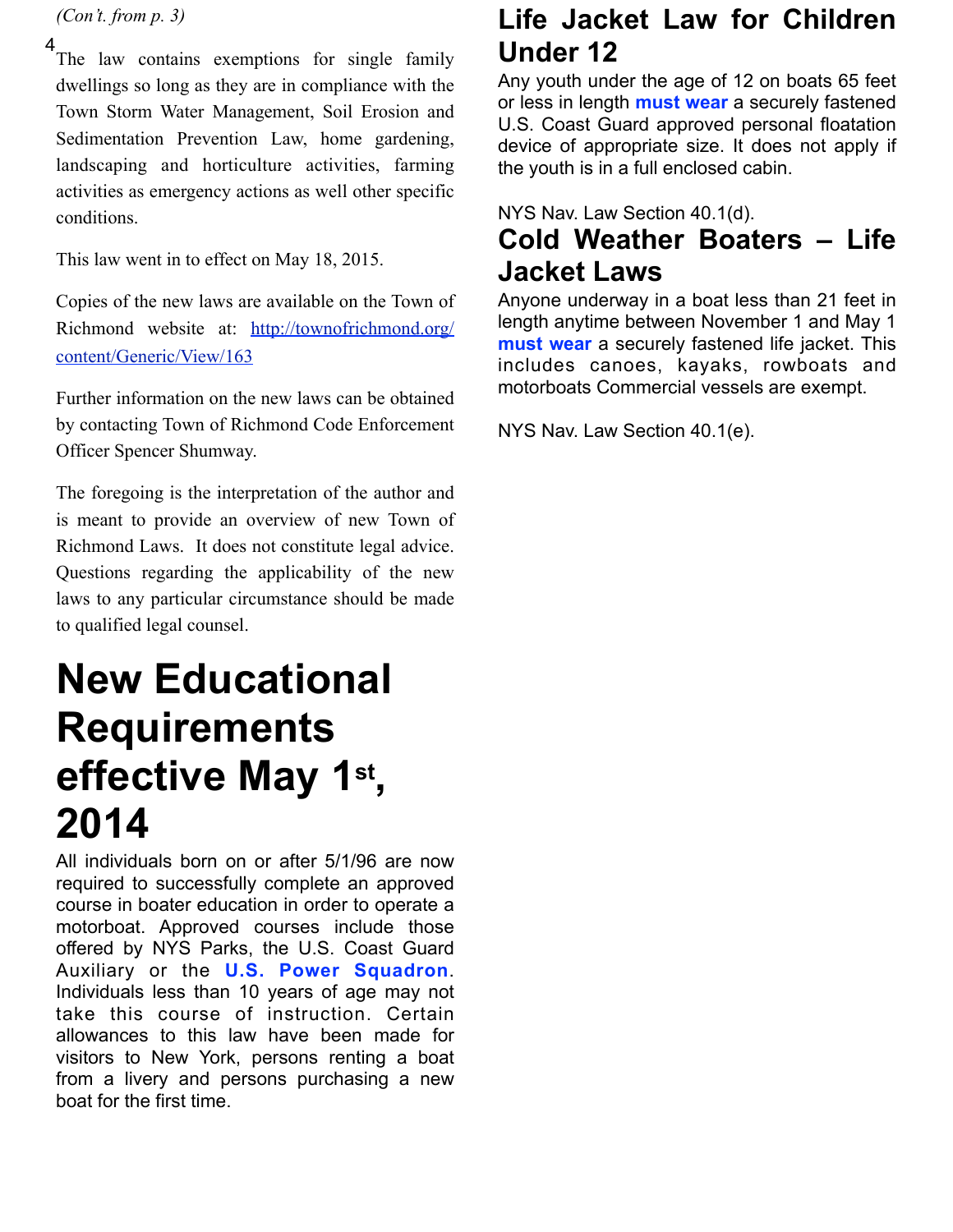*(Con't. from p. 3)*

The law contains exemptions for single family dwellings so long as they are in compliance with the Town Storm Water Management, Soil Erosion and Sedimentation Prevention Law, home gardening, landscaping and horticulture activities, farming activities as emergency actions as well other specific conditions.

This law went in to effect on May 18, 2015.

Copies of the new laws are available on the Town of Richmond website at: http://townofrichmond.org/content/Generic/View/163

Further information on the new laws can be obtained by contacting Town of Richmond Code Enforcement Officer Spencer Shumway.

The foregoing is the interpretation of the author and is meant to provide an overview of new Town of Richmond Laws. It does not constitute legal advice. Questions regarding the applicability of the new laws to any particular circumstance should be made to qualified legal counsel.

# New Educational Requirements effective May 1st, 2014

All individuals born on or after 5/1/96 are now required to successfully complete an approved course in boater education in order to operate a motorboat. Approved courses include those offered by NYS Parks, the U.S. Coast Guard Auxiliary or the **U.S. Power Squadron**. Individuals less than 10 years of age may not take this course of instruction. Certain allowances to this law have been made for visitors to New York, persons renting a boat from a livery and persons purchasing a new boat for the first time.

## Life Jacket Law for Children Under 12

Any youth under the age of 12 on boats 65 feet or less in length **must wear** a securely fastened U.S. Coast Guard approved personal floatation device of appropriate size. It does not apply if the youth is in a full enclosed cabin.

NYS Nav. Law Section 40.1(d).

## Cold Weather Boaters – Life Jacket Laws

Anyone underway in a boat less than 21 feet in length anytime between November 1 and May 1 **must wear** a securely fastened life jacket. This includes canoes, kayaks, rowboats and motorboats Commercial vessels are exempt.

NYS Nav. Law Section 40.1(e).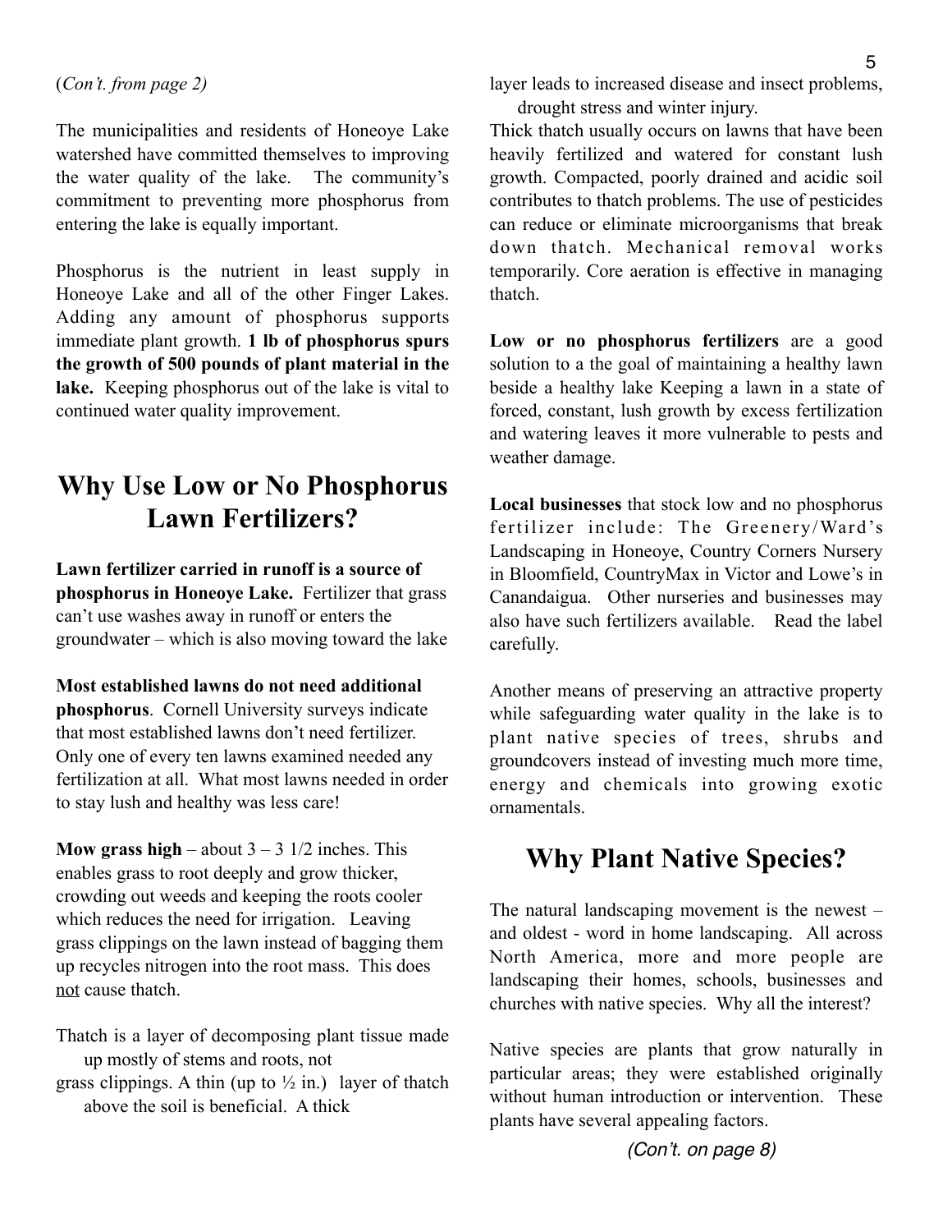(*Con't. from page 2)*

The municipalities and residents of Honeoye Lake watershed have committed themselves to improving the water quality of the lake. The community's commitment to preventing more phosphorus from entering the lake is equally important.

Phosphorus is the nutrient in least supply in Honeoye Lake and all of the other Finger Lakes. Adding any amount of phosphorus supports immediate plant growth. **1 lb of phosphorus spurs the growth of 500 pounds of plant material in the lake.** Keeping phosphorus out of the lake is vital to continued water quality improvement.

## Why Use Low or No Phosphorus Lawn Fertilizers?

**Lawn fertilizer carried in runoff is a source of phosphorus in Honeoye Lake.** Fertilizer that grass can't use washes away in runoff or enters the groundwater – which is also moving toward the lake

**Most established lawns do not need additional phosphorus**. Cornell University surveys indicate that most established lawns don't need fertilizer. Only one of every ten lawns examined needed any fertilization at all. What most lawns needed in order to stay lush and healthy was less care!

**Mow grass high** – about 3 – 3 1/2 inches. This enables grass to root deeply and grow thicker, crowding out weeds and keeping the roots cooler which reduces the need for irrigation. Leaving grass clippings on the lawn instead of bagging them up recycles nitrogen into the root mass. This does <u>not</u> cause thatch.

Thatch is a layer of decomposing plant tissue made up mostly of stems and roots, not grass clippings. A thin (up to ½ in.) layer of thatch above the soil is beneficial. A thick layer leads to increased disease and insect problems, drought stress and winter injury.

Thick thatch usually occurs on lawns that have been heavily fertilized and watered for constant lush growth. Compacted, poorly drained and acidic soil contributes to thatch problems. The use of pesticides can reduce or eliminate microorganisms that break down thatch. Mechanical removal works temporarily. Core aeration is effective in managing thatch.

**Low or no phosphorus fertilizers** are a good solution to a the goal of maintaining a healthy lawn beside a healthy lake Keeping a lawn in a state of forced, constant, lush growth by excess fertilization and watering leaves it more vulnerable to pests and weather damage.

**Local businesses** that stock low and no phosphorus fertilizer include: The Greenery/Ward's Landscaping in Honeoye, Country Corners Nursery in Bloomfield, CountryMax in Victor and Lowe's in Canandaigua. Other nurseries and businesses may also have such fertilizers available. Read the label carefully.

Another means of preserving an attractive property while safeguarding water quality in the lake is to plant native species of trees, shrubs and groundcovers instead of investing much more time, energy and chemicals into growing exotic ornamentals.

## Why Plant Native Species?

The natural landscaping movement is the newest – and oldest - word in home landscaping. All across North America, more and more people are landscaping their homes, schools, businesses and churches with native species. Why all the interest?

Native species are plants that grow naturally in particular areas; they were established originally without human introduction or intervention. These plants have several appealing factors.

*(Con't. on page 8)*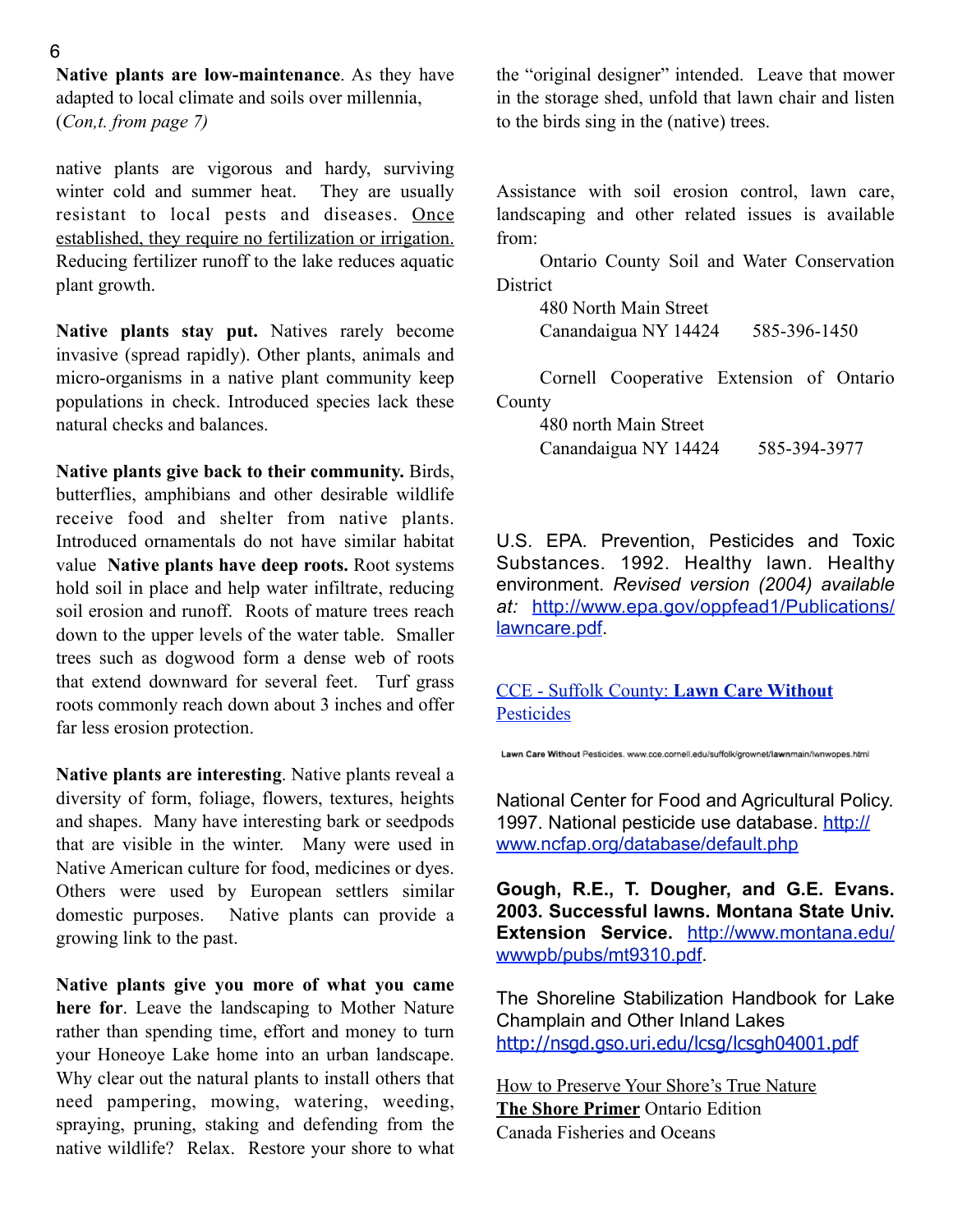**Native plants are low-maintenance**. As they have adapted to local climate and soils over millennia, (*Con,t. from page 7)*

native plants are vigorous and hardy, surviving winter cold and summer heat. They are usually resistant to local pests and diseases. <u>Once established, they require no fertilization or irrigation.</u> Reducing fertilizer runoff to the lake reduces aquatic plant growth.

**Native plants stay put.** Natives rarely become invasive (spread rapidly). Other plants, animals and micro-organisms in a native plant community keep populations in check. Introduced species lack these natural checks and balances.

**Native plants give back to their community.** Birds, butterflies, amphibians and other desirable wildlife receive food and shelter from native plants. Introduced ornamentals do not have similar habitat value **Native plants have deep roots.** Root systems hold soil in place and help water infiltrate, reducing soil erosion and runoff. Roots of mature trees reach down to the upper levels of the water table. Smaller trees such as dogwood form a dense web of roots that extend downward for several feet. Turf grass roots commonly reach down about 3 inches and offer far less erosion protection.

**Native plants are interesting**. Native plants reveal a diversity of form, foliage, flowers, textures, heights and shapes. Many have interesting bark or seedpods that are visible in the winter. Many were used in Native American culture for food, medicines or dyes. Others were used by European settlers similar domestic purposes. Native plants can provide a growing link to the past.

**Native plants give you more of what you came here for**. Leave the landscaping to Mother Nature rather than spending time, effort and money to turn your Honeoye Lake home into an urban landscape. Why clear out the natural plants to install others that need pampering, mowing, watering, weeding, spraying, pruning, staking and defending from the native wildlife? Relax. Restore your shore to what the "original designer" intended. Leave that mower in the storage shed, unfold that lawn chair and listen to the birds sing in the (native) trees.

Assistance with soil erosion control, lawn care, landscaping and other related issues is available from:

Ontario County Soil and Water Conservation District
480 North Main Street
Canandaigua NY 14424 585-396-1450

Cornell Cooperative Extension of Ontario County
480 north Main Street
Canandaigua NY 14424 585-394-3977

U.S. EPA. Prevention, Pesticides and Toxic Substances. 1992. Healthy lawn. Healthy environment. *Revised version (2004) available at:* http://www.epa.gov/oppfead1/Publications/lawncare.pdf.

CCE - Suffolk County: **Lawn Care Without** Pesticides

Lawn Care Without Pesticides. www.cce.cornell.edu/suffolk/grownet/lawnmain/lwnwopes.html

National Center for Food and Agricultural Policy. 1997. National pesticide use database. http://www.ncfap.org/database/default.php

**Gough, R.E., T. Dougher, and G.E. Evans. 2003. Successful lawns. Montana State Univ. Extension Service.** http://www.montana.edu/wwwpb/pubs/mt9310.pdf.

The Shoreline Stabilization Handbook for Lake Champlain and Other Inland Lakes
http://nsgd.gso.uri.edu/lcsg/lcsgh04001.pdf

<u>How to Preserve Your Shore's True Nature</u>
**<u>The Shore Primer</u>** Ontario Edition
Canada Fisheries and Oceans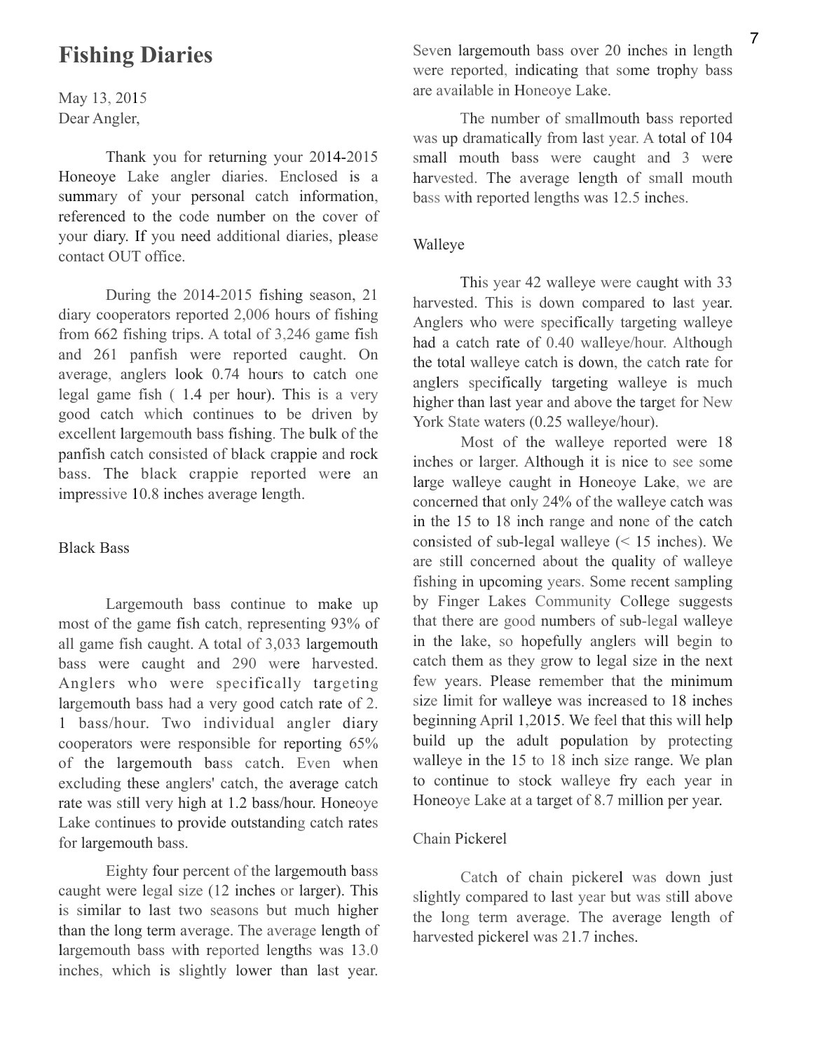# Fishing Diaries

May 13, 2015
Dear Angler,

Thank you for returning your 2014-2015 Honeoye Lake angler diaries. Enclosed is a summary of your personal catch information, referenced to the code number on the cover of your diary. If you need additional diaries, please contact OUT office.

During the 2014-2015 fishing season, 21 diary cooperators reported 2,006 hours of fishing from 662 fishing trips. A total of 3,246 game fish and 261 panfish were reported caught. On average, anglers look 0.74 hours to catch one legal game fish ( 1.4 per hour). This is a very good catch which continues to be driven by excellent largemouth bass fishing. The bulk of the panfish catch consisted of black crappie and rock bass. The black crappie reported were an impressive 10.8 inches average length.

## Black Bass

Largemouth bass continue to make up most of the game fish catch, representing 93% of all game fish caught. A total of 3,033 largemouth bass were caught and 290 were harvested. Anglers who were specifically targeting largemouth bass had a very good catch rate of 2.1 bass/hour. Two individual angler diary cooperators were responsible for reporting 65% of the largemouth bass catch. Even when excluding these anglers' catch, the average catch rate was still very high at 1.2 bass/hour. Honeoye Lake continues to provide outstanding catch rates for largemouth bass.

Eighty four percent of the largemouth bass caught were legal size (12 inches or larger). This is similar to last two seasons but much higher than the long term average. The average length of largemouth bass with reported lengths was 13.0 inches, which is slightly lower than last year. Seven largemouth bass over 20 inches in length were reported, indicating that some trophy bass are available in Honeoye Lake.

The number of smallmouth bass reported was up dramatically from last year. A total of 104 small mouth bass were caught and 3 were harvested. The average length of small mouth bass with reported lengths was 12.5 inches.

## Walleye

This year 42 walleye were caught with 33 harvested. This is down compared to last year. Anglers who were specifically targeting walleye had a catch rate of 0.40 walleye/hour. Although the total walleye catch is down, the catch rate for anglers specifically targeting walleye is much higher than last year and above the target for New York State waters (0.25 walleye/hour).

Most of the walleye reported were 18 inches or larger. Although it is nice to see some large walleye caught in Honeoye Lake, we are concerned that only 24% of the walleye catch was in the 15 to 18 inch range and none of the catch consisted of sub-legal walleye (< 15 inches). We are still concerned about the quality of walleye fishing in upcoming years. Some recent sampling by Finger Lakes Community College suggests that there are good numbers of sub-legal walleye in the lake, so hopefully anglers will begin to catch them as they grow to legal size in the next few years. Please remember that the minimum size limit for walleye was increased to 18 inches beginning April 1,2015. We feel that this will help build up the adult population by protecting walleye in the 15 to 18 inch size range. We plan to continue to stock walleye fry each year in Honeoye Lake at a target of 8.7 million per year.

## Chain Pickerel

Catch of chain pickerel was down just slightly compared to last year but was still above the long term average. The average length of harvested pickerel was 21.7 inches.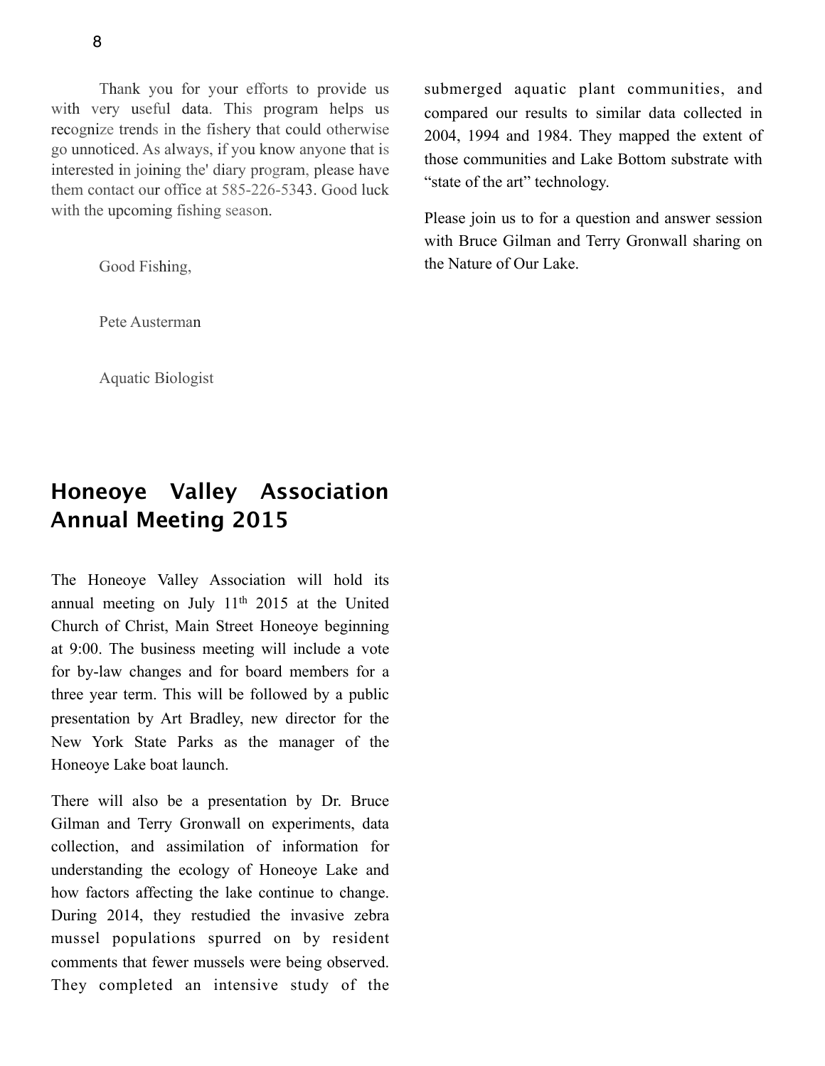Thank you for your efforts to provide us with very useful data. This program helps us recognize trends in the fishery that could otherwise go unnoticed. As always, if you know anyone that is interested in joining the' diary program, please have them contact our office at 585-226-5343. Good luck with the upcoming fishing season.

Good Fishing,

Pete Austerman

Aquatic Biologist

## Honeoye Valley Association Annual Meeting 2015

The Honeoye Valley Association will hold its annual meeting on July 11th 2015 at the United Church of Christ, Main Street Honeoye beginning at 9:00. The business meeting will include a vote for by-law changes and for board members for a three year term. This will be followed by a public presentation by Art Bradley, new director for the New York State Parks as the manager of the Honeoye Lake boat launch.

There will also be a presentation by Dr. Bruce Gilman and Terry Gronwall on experiments, data collection, and assimilation of information for understanding the ecology of Honeoye Lake and how factors affecting the lake continue to change. During 2014, they restudied the invasive zebra mussel populations spurred on by resident comments that fewer mussels were being observed. They completed an intensive study of the submerged aquatic plant communities, and compared our results to similar data collected in 2004, 1994 and 1984. They mapped the extent of those communities and Lake Bottom substrate with "state of the art" technology.

Please join us to for a question and answer session with Bruce Gilman and Terry Gronwall sharing on the Nature of Our Lake.